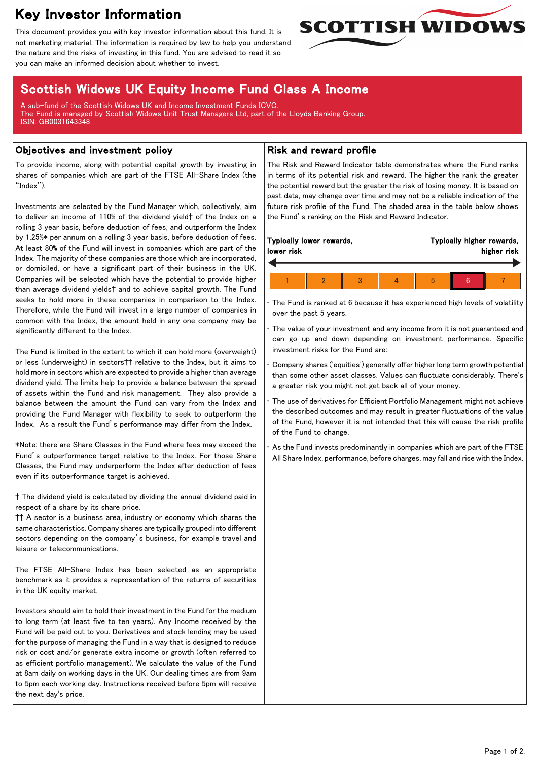# Key Investor Information

This document provides you with key investor information about this fund. It is not marketing material. The information is required by law to help you understand the nature and the risks of investing in this fund. You are advised to read it so you can make an informed decision about whether to invest.

SCOTTISH WIDOWS

## Scottish Widows UK Equity Income Fund Class A Income

A sub-fund of the Scottish Widows UK and Income Investment Funds ICVC.
The Fund is managed by Scottish Widows Unit Trust Managers Ltd, part of the Lloyds Banking Group.
ISIN: GB0031643348

## Objectives and investment policy

To provide income, along with potential capital growth by investing in shares of companies which are part of the FTSE All-Share Index (the "Index").

Investments are selected by the Fund Manager which, collectively, aim to deliver an income of 110% of the dividend yield† of the Index on a rolling 3 year basis, before deduction of fees, and outperform the Index by 1.25%* per annum on a rolling 3 year basis, before deduction of fees. At least 80% of the Fund will invest in companies which are part of the Index. The majority of these companies are those which are incorporated, or domiciled, or have a significant part of their business in the UK. Companies will be selected which have the potential to provide higher than average dividend yields† and to achieve capital growth. The Fund seeks to hold more in these companies in comparison to the Index. Therefore, while the Fund will invest in a large number of companies in common with the Index, the amount held in any one company may be significantly different to the Index.

The Fund is limited in the extent to which it can hold more (overweight) or less (underweight) in sectors†† relative to the Index, but it aims to hold more in sectors which are expected to provide a higher than average dividend yield. The limits help to provide a balance between the spread of assets within the Fund and risk management. They also provide a balance between the amount the Fund can vary from the Index and providing the Fund Manager with flexibility to seek to outperform the Index. As a result the Fund's performance may differ from the Index.

*Note: there are Share Classes in the Fund where fees may exceed the Fund's outperformance target relative to the Index. For those Share Classes, the Fund may underperform the Index after deduction of fees even if its outperformance target is achieved.

† The dividend yield is calculated by dividing the annual dividend paid in respect of a share by its share price.
†† A sector is a business area, industry or economy which shares the same characteristics. Company shares are typically grouped into different sectors depending on the company's business, for example travel and leisure or telecommunications.

The FTSE All-Share Index has been selected as an appropriate benchmark as it provides a representation of the returns of securities in the UK equity market.

Investors should aim to hold their investment in the Fund for the medium to long term (at least five to ten years). Any Income received by the Fund will be paid out to you. Derivatives and stock lending may be used for the purpose of managing the Fund in a way that is designed to reduce risk or cost and/or generate extra income or growth (often referred to as efficient portfolio management). We calculate the value of the Fund at 8am daily on working days in the UK. Our dealing times are from 9am to 5pm each working day. Instructions received before 5pm will receive the next day's price.

## Risk and reward profile

The Risk and Reward Indicator table demonstrates where the Fund ranks in terms of its potential risk and reward. The higher the rank the greater the potential reward but the greater the risk of losing money. It is based on past data, may change over time and may not be a reliable indication of the future risk profile of the Fund. The shaded area in the table below shows the Fund's ranking on the Risk and Reward Indicator.

**Typically lower rewards, lower risk** ← → **Typically higher rewards, higher risk**

| 1 | 2 | 3 | 4 | 5 | **6** | 7 |
|---|---|---|---|---|---|---|

- The Fund is ranked at 6 because it has experienced high levels of volatility over the past 5 years.
- The value of your investment and any income from it is not guaranteed and can go up and down depending on investment performance. Specific investment risks for the Fund are:
- Company shares ('equities') generally offer higher long term growth potential than some other asset classes. Values can fluctuate considerably. There's a greater risk you might not get back all of your money.
- The use of derivatives for Efficient Portfolio Management might not achieve the described outcomes and may result in greater fluctuations of the value of the Fund, however it is not intended that this will cause the risk profile of the Fund to change.
- As the Fund invests predominantly in companies which are part of the FTSE All Share Index, performance, before charges, may fall and rise with the Index.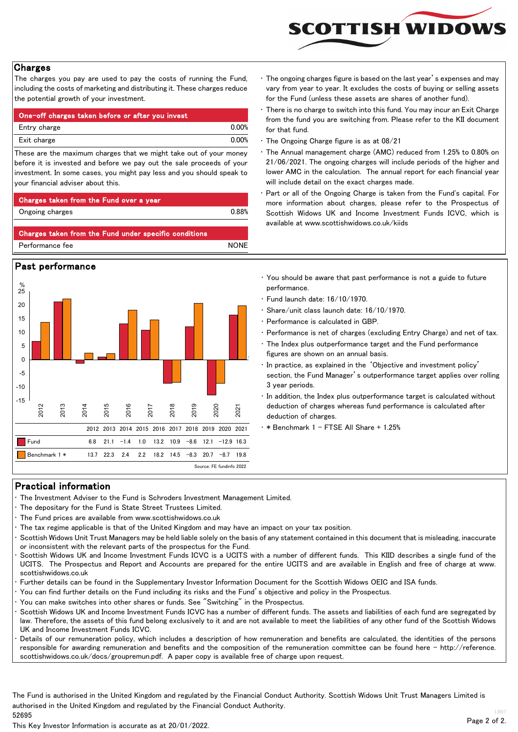## Charges

The charges you pay are used to pay the costs of running the Fund, including the costs of marketing and distributing it. These charges reduce the potential growth of your investment.

| One-off charges taken before or after you invest | |
|---|---|
| Entry charge | 0.00% |
| Exit charge | 0.00% |

These are the maximum charges that we might take out of your money before it is invested and before we pay out the sale proceeds of your investment. In some cases, you might pay less and you should speak to your financial adviser about this.

| Charges taken from the Fund over a year | |
|---|---|
| Ongoing charges | 0.88% |

| Charges taken from the Fund under specific conditions | |
|---|---|
| Performance fee | NONE |

- The ongoing charges figure is based on the last year's expenses and may vary from year to year. It excludes the costs of buying or selling assets for the Fund (unless these assets are shares of another fund).
- There is no charge to switch into this fund. You may incur an Exit Charge from the fund you are switching from. Please refer to the KII document for that fund.
- The Ongoing Charge figure is as at 08/21
- The Annual management charge (AMC) reduced from 1.25% to 0.80% on 21/06/2021. The ongoing charges will include periods of the higher and lower AMC in the calculation. The annual report for each financial year will include detail on the exact charges made.
- Part or all of the Ongoing Charge is taken from the Fund's capital. For more information about charges, please refer to the Prospectus of Scottish Widows UK and Income Investment Funds ICVC, which is available at www.scottishwidows.co.uk/kiids

## Past performance

%
25
20
15
10
5
0
-5
-10
-15
2012 2013 2014 2015 2016 2017 2018 2019 2020 2021

| | 2012 | 2013 | 2014 | 2015 | 2016 | 2017 | 2018 | 2019 | 2020 | 2021 |
|---|---|---|---|---|---|---|---|---|---|---|
| Fund | 6.8 | 21.1 | −1.4 | 1.0 | 13.2 | 10.9 | −8.6 | 12.1 | −12.9 | 16.3 |
| Benchmark 1 * | 13.7 | 22.3 | 2.4 | 2.2 | 18.2 | 14.5 | −8.3 | 20.7 | −8.7 | 19.8 |

Source: FE fundinfo 2022

- You should be aware that past performance is not a guide to future performance.
- Fund launch date: 16/10/1970.
- Share/unit class launch date: 16/10/1970.
- Performance is calculated in GBP.
- Performance is net of charges (excluding Entry Charge) and net of tax.
- The Index plus outperformance target and the Fund performance figures are shown on an annual basis.
- In practice, as explained in the 'Objective and investment policy' section, the Fund Manager's outperformance target applies over rolling 3 year periods.
- In addition, the Index plus outperformance target is calculated without deduction of charges whereas fund performance is calculated after deduction of charges.
- * Benchmark 1 - FTSE All Share + 1.25%

## Practical information

- The Investment Adviser to the Fund is Schroders Investment Management Limited.
- The depositary for the Fund is State Street Trustees Limited.
- The Fund prices are available from www.scottishwidows.co.uk
- The tax regime applicable is that of the United Kingdom and may have an impact on your tax position.
- Scottish Widows Unit Trust Managers may be held liable solely on the basis of any statement contained in this document that is misleading, inaccurate or inconsistent with the relevant parts of the prospectus for the Fund.
- Scottish Widows UK and Income Investment Funds ICVC is a UCITS with a number of different funds. This KIID describes a single fund of the UCITS. The Prospectus and Report and Accounts are prepared for the entire UCITS and are available in English and free of charge at www.scottishwidows.co.uk
- Further details can be found in the Supplementary Investor Information Document for the Scottish Widows OEIC and ISA funds.
- You can find further details on the Fund including its risks and the Fund's objective and policy in the Prospectus.
- You can make switches into other shares or funds. See "Switching" in the Prospectus.
- Scottish Widows UK and Income Investment Funds ICVC has a number of different funds. The assets and liabilities of each fund are segregated by law. Therefore, the assets of this fund belong exclusively to it and are not available to meet the liabilities of any other fund of the Scottish Widows UK and Income Investment Funds ICVC.
- Details of our remuneration policy, which includes a description of how remuneration and benefits are calculated, the identities of the persons responsible for awarding remuneration and benefits and the composition of the remuneration committee can be found here - http://reference.scottishwidows.co.uk/docs/groupremun.pdf. A paper copy is available free of charge upon request.

The Fund is authorised in the United Kingdom and regulated by the Financial Conduct Authority. Scottish Widows Unit Trust Managers Limited is authorised in the United Kingdom and regulated by the Financial Conduct Authority.
52695
This Key Investor Information is accurate as at 20/01/2022.